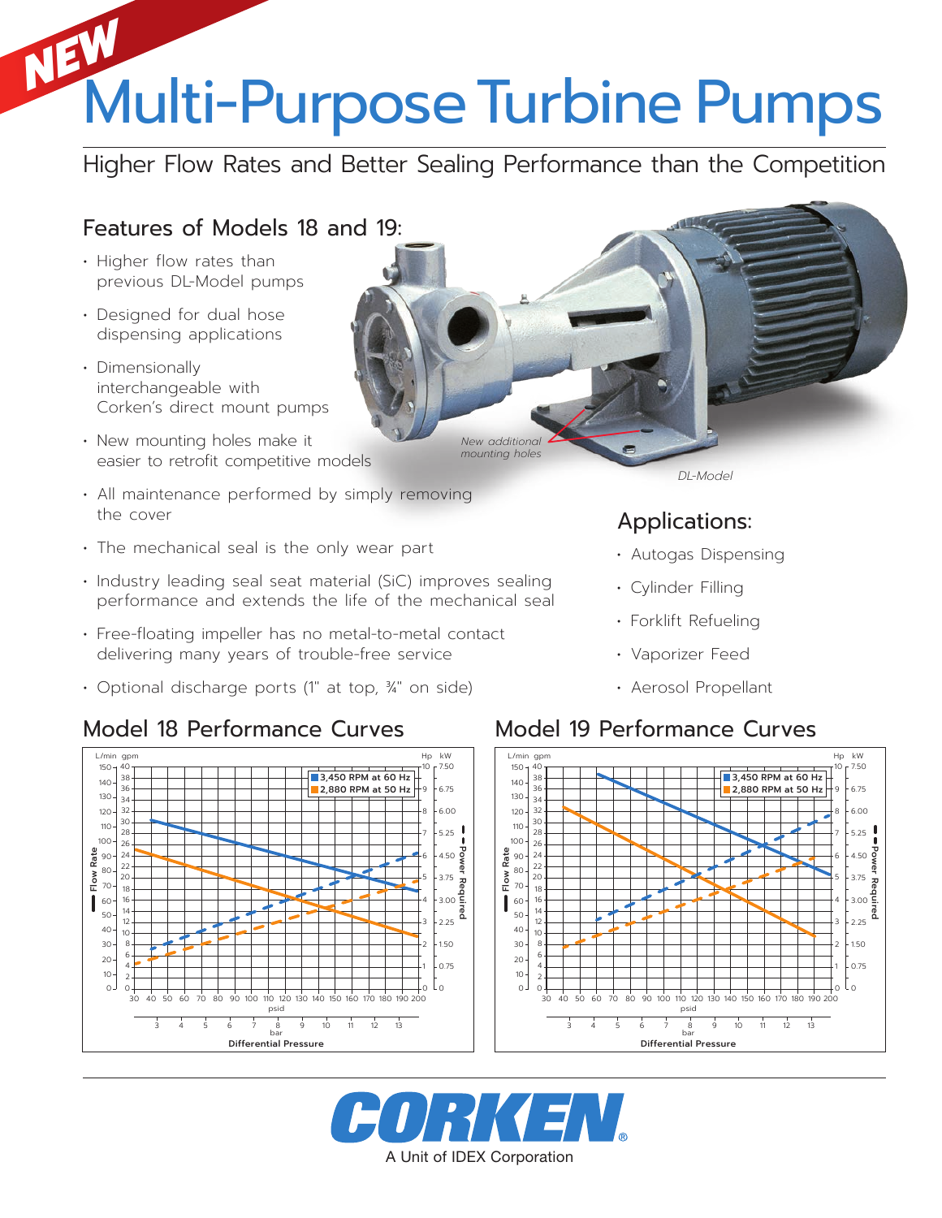NEW

# Multi-Purpose Turbine Pumps

Higher Flow Rates and Better Sealing Performance than the Competition

## Features of Models 18 and 19:

- Higher flow rates than previous DL-Model pumps
- Designed for dual hose dispensing applications
- Dimensionally interchangeable with Corken's direct mount pumps
- New mounting holes make it easier to retrofit competitive models
- All maintenance performed by simply removing the cover
- The mechanical seal is the only wear part
- Industry leading seal seat material (SiC) improves sealing performance and extends the life of the mechanical seal
- Free-floating impeller has no metal-to-metal contact delivering many years of trouble-free service
- Optional discharge ports (1" at top, ¾" on side)

*New additional mounting holes*

*DL-Model*

## Applications:

- Autogas Dispensing
- Cylinder Filling
- Forklift Refueling
- Vaporizer Feed
- Aerosol Propellant

## Model 18 Performance Curves

3,450 RPM at 60 Hz
2,880 RPM at 50 Hz

Flow Rate (L/min, gpm) — Power Required (Hp, kW) — Differential Pressure (psid, bar)

## Model 19 Performance Curves

3,450 RPM at 60 Hz
2,880 RPM at 50 Hz

Flow Rate (L/min, gpm) — Power Required (Hp, kW) — Differential Pressure (psid, bar)

CORKEN®

A Unit of IDEX Corporation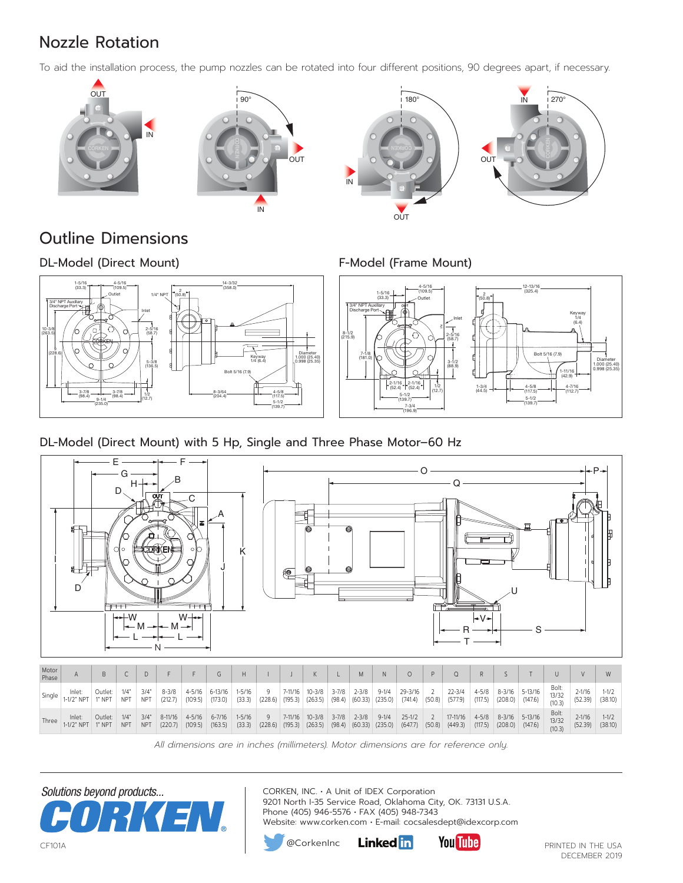## Nozzle Rotation

To aid the installation process, the pump nozzles can be rotated into four different positions, 90 degrees apart, if necessary.

OUT
IN
90°
OUT
IN
180°
IN
OUT
270°
IN
OUT

## Outline Dimensions

### DL-Model (Direct Mount)

1-5/16 (33.3)
4-5/16 (109.5)
Outlet
3/4" NPT Auxiliary Discharge Port
Inlet
10-3/8 (263.5)
9 (228.6)
2-5/16 (58.7)
5-3/8 (136.5)
3-7/8 (98.4)
3-7/8 (98.4)
9-1/4 (235.0)
1/2 (12.7)
1/4" NPT
2 (50.8)
14-3/32 (358.0)
Keyway 1/4 (6.4)
Diameter 1.000 (25.40) 0.998 (25.35)
Bolt 5/16 (7.9)
8-3/64 (204.4)
4-5/8 (117.5)
5-1/2 (139.7)

### F-Model (Frame Mount)

1-5/16 (33.3)
4-5/16 (109.5)
Outlet
3/4" NPT Auxiliary Discharge Port
Inlet
8-1/2 (215.9)
7-1/8 (181.0)
2-5/16 (58.7)
3-1/2 (88.9)
2-1/16 (52.4)
2-1/16 (52.4)
5-1/2 (139.7)
7-3/4 (196.9)
1/2 (12.7)
2 (50.8)
12-13/16 (325.4)
Keyway 1/4 (6.4)
Bolt 5/16 (7.9)
Diameter 1.000 (25.40) 0.998 (25.35)
1-11/16 (42.9)
1-3/4 (44.5)
4-5/8 (117.5)
5-1/2 (139.7)
4-7/16 (112.7)

### DL-Model (Direct Mount) with 5 Hp, Single and Three Phase Motor–60 Hz

| Motor Phase | A | B | C | D | F | F | G | H | I | J | K | L | M | N | O | P | Q | R | S | T | U | V | W |
|---|---|---|---|---|---|---|---|---|---|---|---|---|---|---|---|---|---|---|---|---|---|---|---|
| Single | Inlet: 1-1/2" NPT | Outlet: 1" NPT | 1/4" NPT | 3/4" NPT | 8-3/8 (212.7) | 4-5/16 (109.5) | 6-13/16 (173.0) | 1-5/16 (33.3) | 9 (228.6) | 7-11/16 (195.3) | 10-3/8 (263.5) | 3-7/8 (98.4) | 2-3/8 (60.33) | 9-1/4 (235.0) | 29-3/16 (741.4) | 2 (50.8) | 22-3/4 (577.9) | 4-5/8 (117.5) | 8-3/16 (208.0) | 5-13/16 (147.6) | Bolt: 13/32 (10.3) | 2-1/16 (52.39) | 1-1/2 (38.10) |
| Three | Inlet: 1-1/2" NPT | Outlet: 1" NPT | 1/4" NPT | 3/4" NPT | 8-11/16 (220.7) | 4-5/16 (109.5) | 6-7/16 (163.5) | 1-5/16 (33.3) | 9 (228.6) | 7-11/16 (195.3) | 10-3/8 (263.5) | 3-7/8 (98.4) | 2-3/8 (60.33) | 9-1/4 (235.0) | 25-1/2 (647.7) | 2 (50.8) | 17-11/16 (449.3) | 4-5/8 (117.5) | 8-3/16 (208.0) | 5-13/16 (147.6) | Bolt: 13/32 (10.3) | 2-1/16 (52.39) | 1-1/2 (38.10) |

*All dimensions are in inches (millimeters). Motor dimensions are for reference only.*

*Solutions beyond products...*

**CORKEN**

CF101A

CORKEN, INC. • A Unit of IDEX Corporation
9201 North I-35 Service Road, Oklahoma City, OK. 73131 U.S.A.
Phone (405) 946-5576 • FAX (405) 948-7343
Website: www.corken.com • E-mail: cocsalesdept@idexcorp.com

@CorkenInc LinkedIn YouTube

PRINTED IN THE USA
DECEMBER 2019